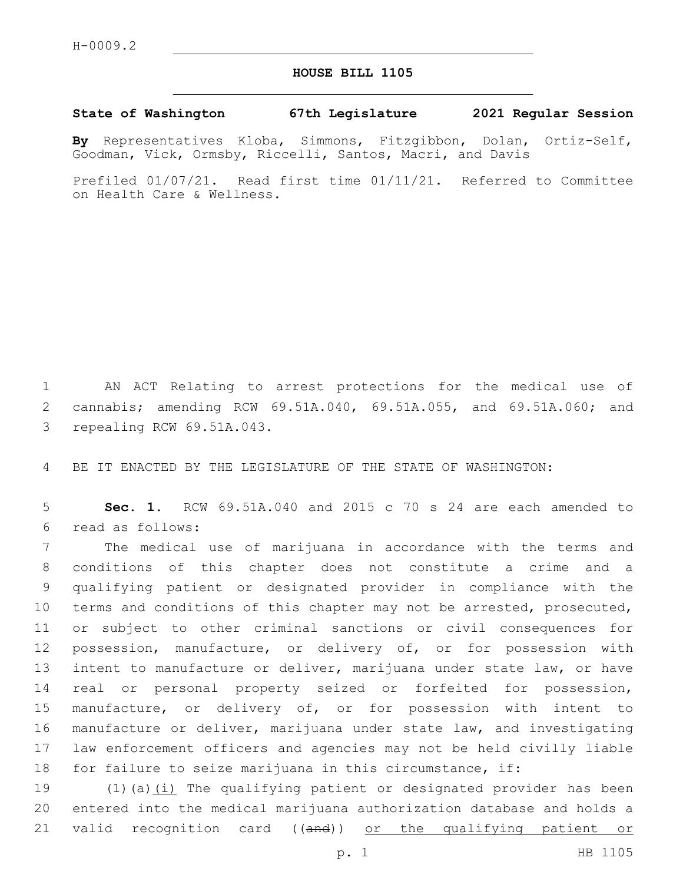H-0009.2

# HOUSE BILL 1105

**State of Washington 67th Legislature 2021 Regular Session**

**By** Representatives Kloba, Simmons, Fitzgibbon, Dolan, Ortiz-Self, Goodman, Vick, Ormsby, Riccelli, Santos, Macri, and Davis

Prefiled 01/07/21. Read first time 01/11/21. Referred to Committee on Health Care & Wellness.

AN ACT Relating to arrest protections for the medical use of cannabis; amending RCW 69.51A.040, 69.51A.055, and 69.51A.060; and repealing RCW 69.51A.043.

BE IT ENACTED BY THE LEGISLATURE OF THE STATE OF WASHINGTON:

**Sec. 1.** RCW 69.51A.040 and 2015 c 70 s 24 are each amended to read as follows:

The medical use of marijuana in accordance with the terms and conditions of this chapter does not constitute a crime and a qualifying patient or designated provider in compliance with the terms and conditions of this chapter may not be arrested, prosecuted, or subject to other criminal sanctions or civil consequences for possession, manufacture, or delivery of, or for possession with intent to manufacture or deliver, marijuana under state law, or have real or personal property seized or forfeited for possession, manufacture, or delivery of, or for possession with intent to manufacture or deliver, marijuana under state law, and investigating law enforcement officers and agencies may not be held civilly liable for failure to seize marijuana in this circumstance, if:

(1)(a)<u>(i)</u> The qualifying patient or designated provider has been entered into the medical marijuana authorization database and holds a valid recognition card ((~~and~~)) <u>or the qualifying patient or</u>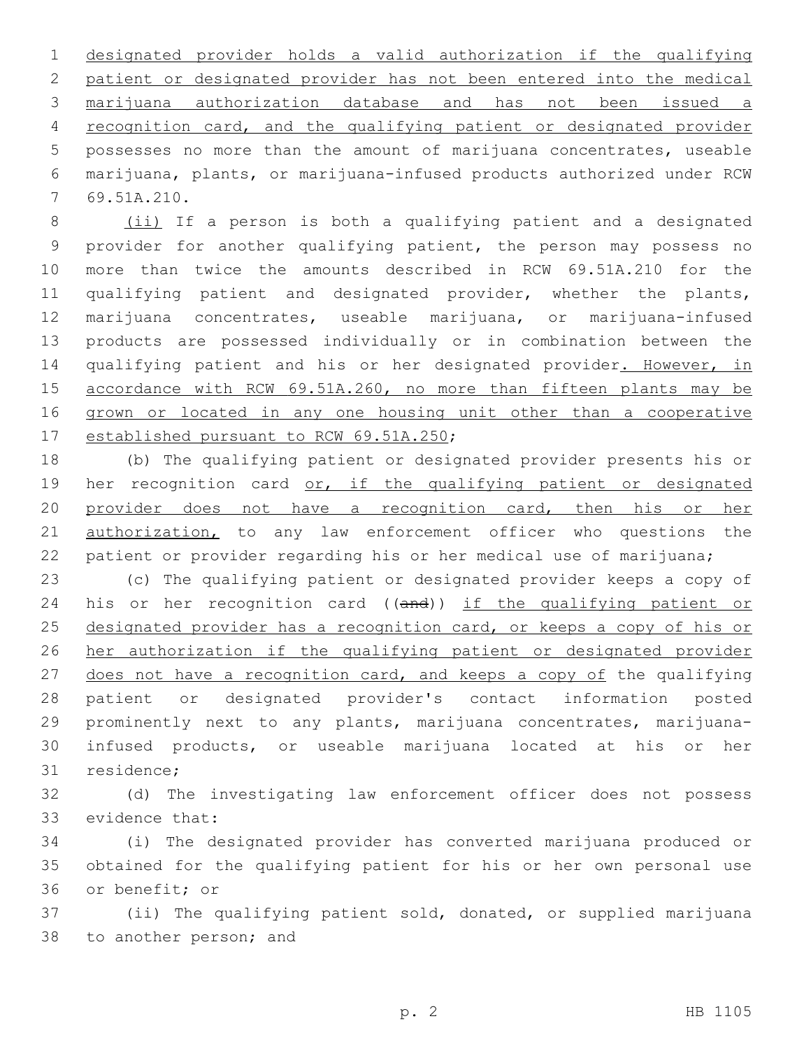designated provider holds a valid authorization if the qualifying patient or designated provider has not been entered into the medical marijuana authorization database and has not been issued a recognition card, and the qualifying patient or designated provider possesses no more than the amount of marijuana concentrates, useable marijuana, plants, or marijuana-infused products authorized under RCW 69.51A.210.

(ii) If a person is both a qualifying patient and a designated provider for another qualifying patient, the person may possess no more than twice the amounts described in RCW 69.51A.210 for the qualifying patient and designated provider, whether the plants, marijuana concentrates, useable marijuana, or marijuana-infused products are possessed individually or in combination between the qualifying patient and his or her designated provider. However, in accordance with RCW 69.51A.260, no more than fifteen plants may be grown or located in any one housing unit other than a cooperative established pursuant to RCW 69.51A.250;

(b) The qualifying patient or designated provider presents his or her recognition card or, if the qualifying patient or designated provider does not have a recognition card, then his or her authorization, to any law enforcement officer who questions the patient or provider regarding his or her medical use of marijuana;

(c) The qualifying patient or designated provider keeps a copy of his or her recognition card ((~~and~~)) if the qualifying patient or designated provider has a recognition card, or keeps a copy of his or her authorization if the qualifying patient or designated provider does not have a recognition card, and keeps a copy of the qualifying patient or designated provider's contact information posted prominently next to any plants, marijuana concentrates, marijuana-infused products, or useable marijuana located at his or her residence;

(d) The investigating law enforcement officer does not possess evidence that:

(i) The designated provider has converted marijuana produced or obtained for the qualifying patient for his or her own personal use or benefit; or

(ii) The qualifying patient sold, donated, or supplied marijuana to another person; and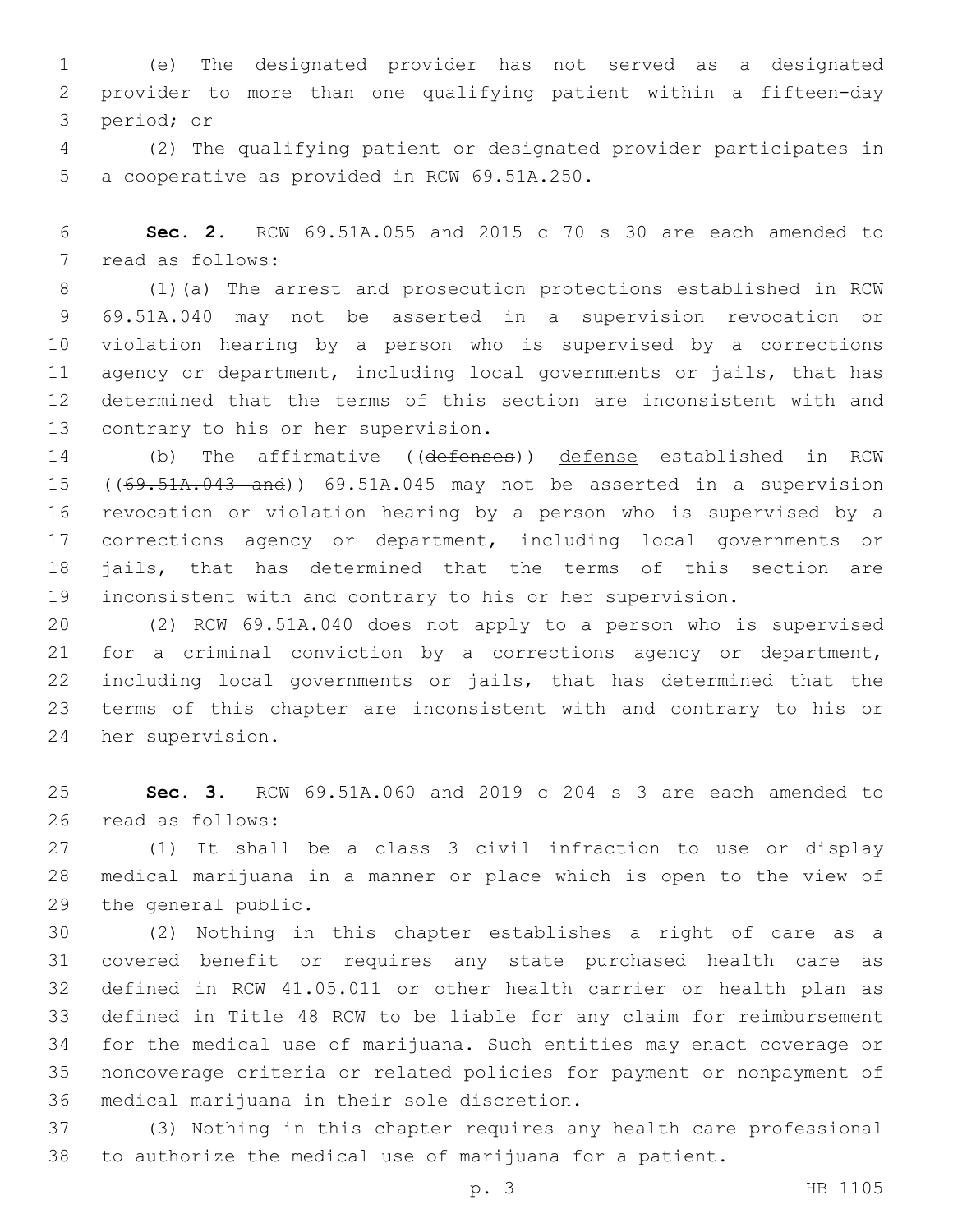(e) The designated provider has not served as a designated provider to more than one qualifying patient within a fifteen-day period; or

(2) The qualifying patient or designated provider participates in a cooperative as provided in RCW 69.51A.250.

**Sec. 2.** RCW 69.51A.055 and 2015 c 70 s 30 are each amended to read as follows:

(1)(a) The arrest and prosecution protections established in RCW 69.51A.040 may not be asserted in a supervision revocation or violation hearing by a person who is supervised by a corrections agency or department, including local governments or jails, that has determined that the terms of this section are inconsistent with and contrary to his or her supervision.

(b) The affirmative ((~~defenses~~)) <u>defense</u> established in RCW ((~~69.51A.043 and~~)) 69.51A.045 may not be asserted in a supervision revocation or violation hearing by a person who is supervised by a corrections agency or department, including local governments or jails, that has determined that the terms of this section are inconsistent with and contrary to his or her supervision.

(2) RCW 69.51A.040 does not apply to a person who is supervised for a criminal conviction by a corrections agency or department, including local governments or jails, that has determined that the terms of this chapter are inconsistent with and contrary to his or her supervision.

**Sec. 3.** RCW 69.51A.060 and 2019 c 204 s 3 are each amended to read as follows:

(1) It shall be a class 3 civil infraction to use or display medical marijuana in a manner or place which is open to the view of the general public.

(2) Nothing in this chapter establishes a right of care as a covered benefit or requires any state purchased health care as defined in RCW 41.05.011 or other health carrier or health plan as defined in Title 48 RCW to be liable for any claim for reimbursement for the medical use of marijuana. Such entities may enact coverage or noncoverage criteria or related policies for payment or nonpayment of medical marijuana in their sole discretion.

(3) Nothing in this chapter requires any health care professional to authorize the medical use of marijuana for a patient.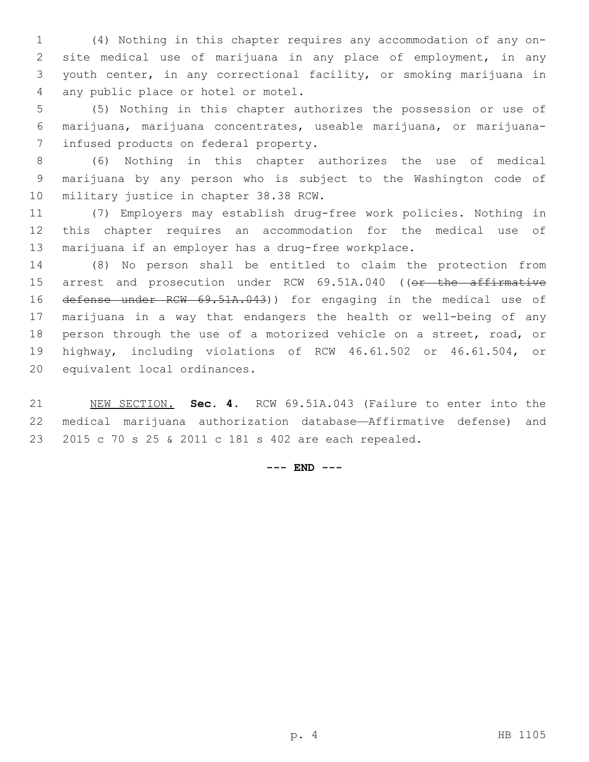(4) Nothing in this chapter requires any accommodation of any on-site medical use of marijuana in any place of employment, in any youth center, in any correctional facility, or smoking marijuana in any public place or hotel or motel.

(5) Nothing in this chapter authorizes the possession or use of marijuana, marijuana concentrates, useable marijuana, or marijuana-infused products on federal property.

(6) Nothing in this chapter authorizes the use of medical marijuana by any person who is subject to the Washington code of military justice in chapter 38.38 RCW.

(7) Employers may establish drug-free work policies. Nothing in this chapter requires an accommodation for the medical use of marijuana if an employer has a drug-free workplace.

(8) No person shall be entitled to claim the protection from arrest and prosecution under RCW 69.51A.040 ((~~or the affirmative defense under RCW 69.51A.043~~)) for engaging in the medical use of marijuana in a way that endangers the health or well-being of any person through the use of a motorized vehicle on a street, road, or highway, including violations of RCW 46.61.502 or 46.61.504, or equivalent local ordinances.

NEW SECTION. **Sec. 4.** RCW 69.51A.043 (Failure to enter into the medical marijuana authorization database—Affirmative defense) and 2015 c 70 s 25 & 2011 c 181 s 402 are each repealed.

**--- END ---**